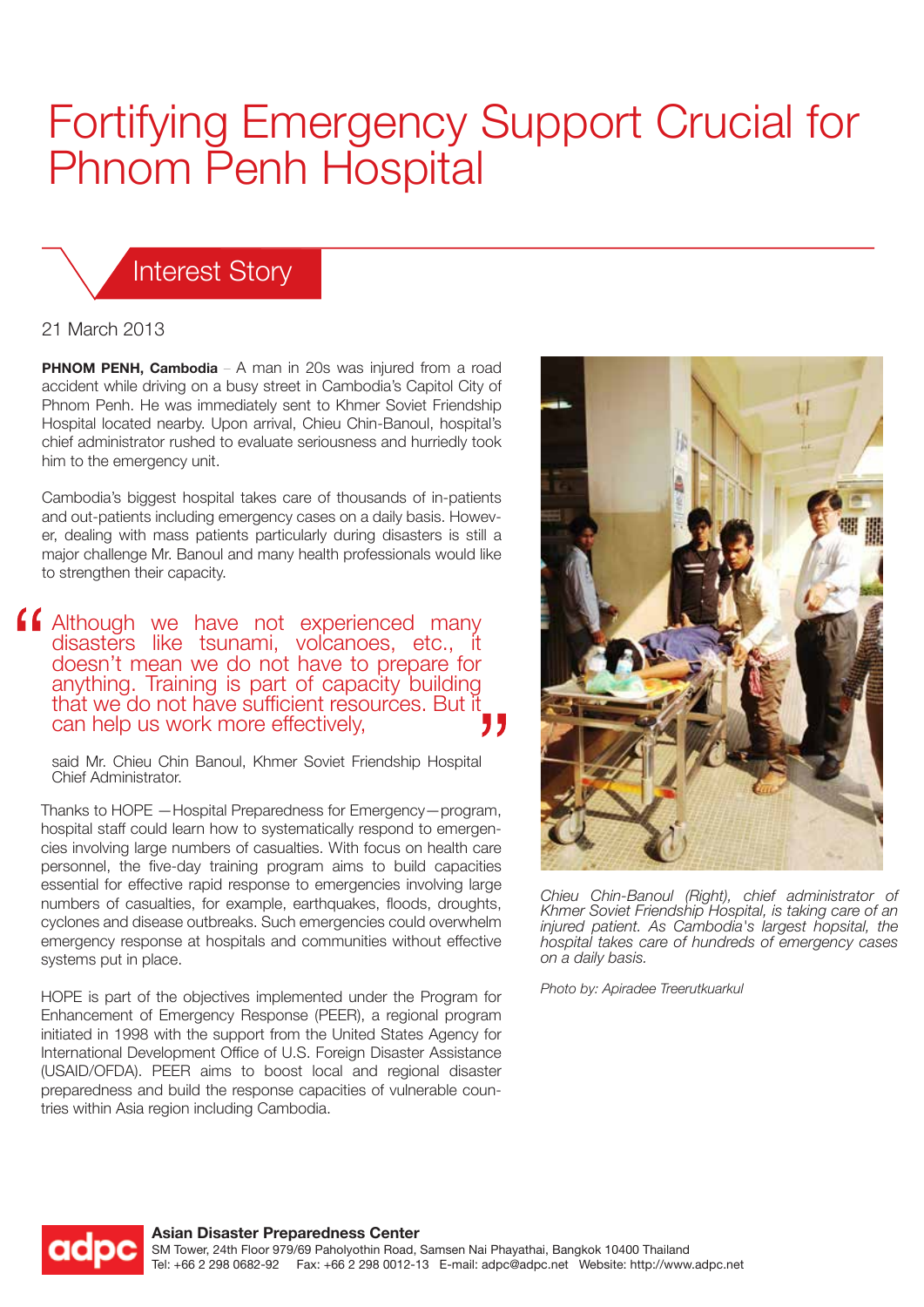# Fortifying Emergency Support Crucial for Phnom Penh Hospital

## Interest Story

21 March 2013

**PHNOM PENH, Cambodia** – A man in 20s was injured from a road accident while driving on a busy street in Cambodia's Capitol City of Phnom Penh. He was immediately sent to Khmer Soviet Friendship Hospital located nearby. Upon arrival, Chieu Chin-Banoul, hospital's chief administrator rushed to evaluate seriousness and hurriedly took him to the emergency unit.

Cambodia's biggest hospital takes care of thousands of in-patients and out-patients including emergency cases on a daily basis. However, dealing with mass patients particularly during disasters is still a major challenge Mr. Banoul and many health professionals would like to strengthen their capacity.

> "Although we have not experienced many disasters like tsunami, volcanoes, etc., it doesn't mean we do not have to prepare for anything. Training is part of capacity building that we do not have sufficient resources. But it can help us work more effectively,"

said Mr. Chieu Chin Banoul, Khmer Soviet Friendship Hospital Chief Administrator.

Thanks to HOPE —Hospital Preparedness for Emergency—program, hospital staff could learn how to systematically respond to emergencies involving large numbers of casualties. With focus on health care personnel, the five-day training program aims to build capacities essential for effective rapid response to emergencies involving large numbers of casualties, for example, earthquakes, floods, droughts, cyclones and disease outbreaks. Such emergencies could overwhelm emergency response at hospitals and communities without effective systems put in place.

HOPE is part of the objectives implemented under the Program for Enhancement of Emergency Response (PEER), a regional program initiated in 1998 with the support from the United States Agency for International Development Office of U.S. Foreign Disaster Assistance (USAID/OFDA). PEER aims to boost local and regional disaster preparedness and build the response capacities of vulnerable countries within Asia region including Cambodia.

*Chieu Chin-Banoul (Right), chief administrator of Khmer Soviet Friendship Hospital, is taking care of an injured patient. As Cambodia's largest hopsital, the hospital takes care of hundreds of emergency cases on a daily basis.*

*Photo by: Apiradee Treerutkuarkul*

**Asian Disaster Preparedness Center**
SM Tower, 24th Floor 979/69 Paholyothin Road, Samsen Nai Phayathai, Bangkok 10400 Thailand
Tel: +66 2 298 0682-92 Fax: +66 2 298 0012-13 E-mail: adpc@adpc.net Website: http://www.adpc.net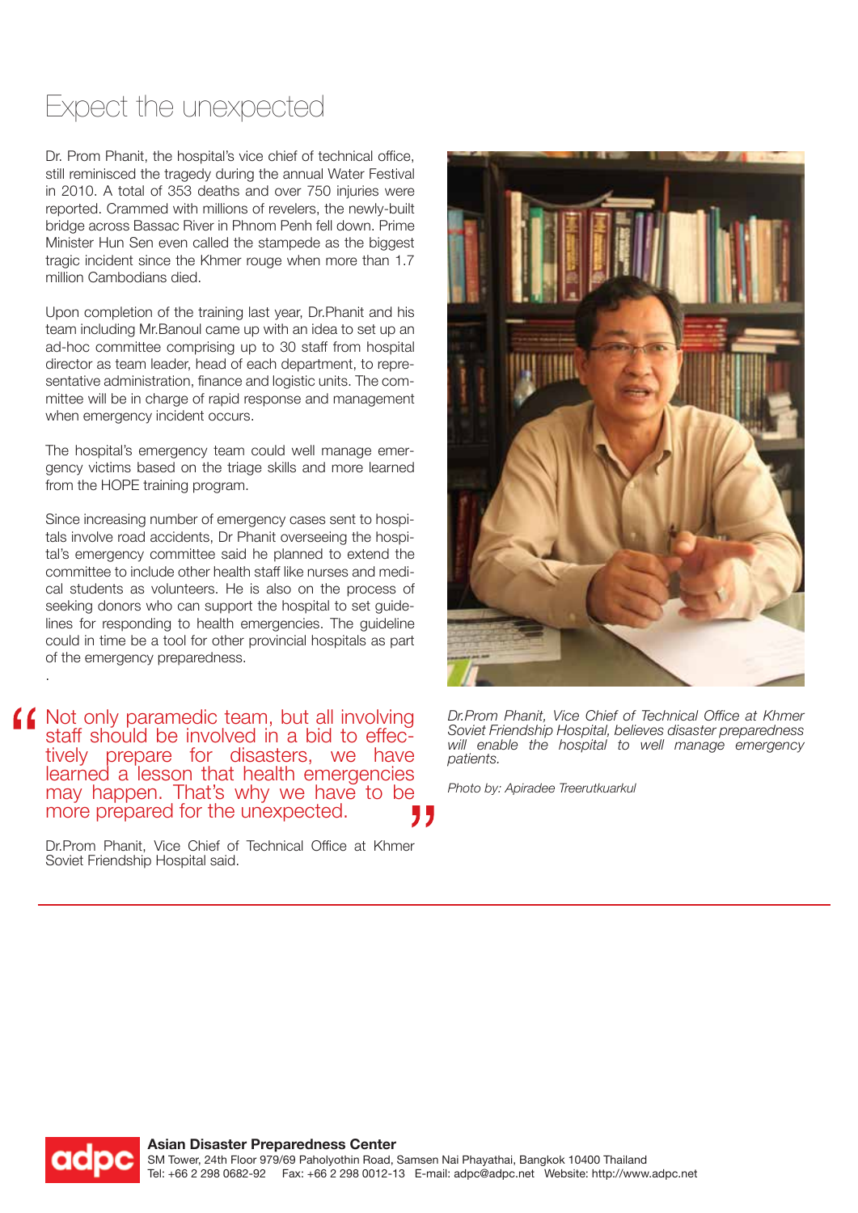# Expect the unexpected

Dr. Prom Phanit, the hospital's vice chief of technical office, still reminisced the tragedy during the annual Water Festival in 2010. A total of 353 deaths and over 750 injuries were reported. Crammed with millions of revelers, the newly-built bridge across Bassac River in Phnom Penh fell down. Prime Minister Hun Sen even called the stampede as the biggest tragic incident since the Khmer rouge when more than 1.7 million Cambodians died.

Upon completion of the training last year, Dr.Phanit and his team including Mr.Banoul came up with an idea to set up an ad-hoc committee comprising up to 30 staff from hospital director as team leader, head of each department, to representative administration, finance and logistic units. The committee will be in charge of rapid response and management when emergency incident occurs.

The hospital's emergency team could well manage emergency victims based on the triage skills and more learned from the HOPE training program.

Since increasing number of emergency cases sent to hospitals involve road accidents, Dr Phanit overseeing the hospital's emergency committee said he planned to extend the committee to include other health staff like nurses and medical students as volunteers. He is also on the process of seeking donors who can support the hospital to set guidelines for responding to health emergencies. The guideline could in time be a tool for other provincial hospitals as part of the emergency preparedness.

.

> "Not only paramedic team, but all involving staff should be involved in a bid to effectively prepare for disasters, we have learned a lesson that health emergencies may happen. That's why we have to be more prepared for the unexpected."

Dr.Prom Phanit, Vice Chief of Technical Office at Khmer Soviet Friendship Hospital said.

*Dr.Prom Phanit, Vice Chief of Technical Office at Khmer Soviet Friendship Hospital, believes disaster preparedness will enable the hospital to well manage emergency patients.*

*Photo by: Apiradee Treerutkuarkul*

**Asian Disaster Preparedness Center**
SM Tower, 24th Floor 979/69 Paholyothin Road, Samsen Nai Phayathai, Bangkok 10400 Thailand
Tel: +66 2 298 0682-92 Fax: +66 2 298 0012-13 E-mail: adpc@adpc.net Website: http://www.adpc.net